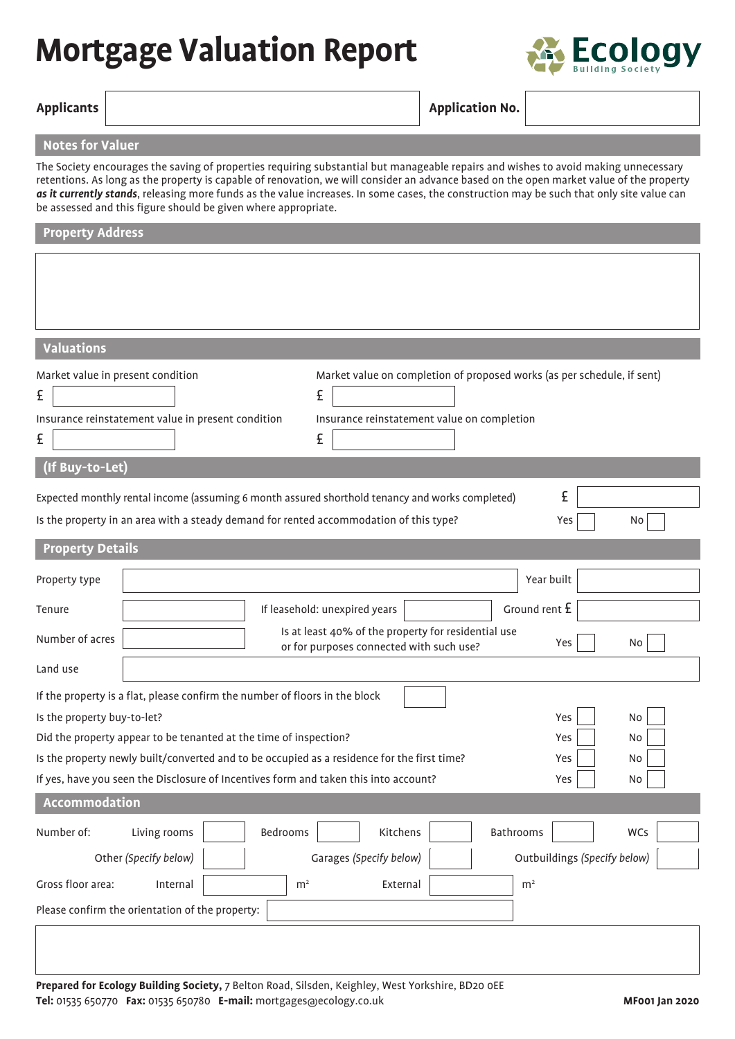# Mortgage Valuation Report

Ecology Building Society

| Applicants | | Application No. | |
|---|---|---|---|

## Notes for Valuer

The Society encourages the saving of properties requiring substantial but manageable repairs and wishes to avoid making unnecessary retentions. As long as the property is capable of renovation, we will consider an advance based on the open market value of the property ***as it currently stands***, releasing more funds as the value increases. In some cases, the construction may be such that only site value can be assessed and this figure should be given where appropriate.

## Property Address

## Valuations

| Market value in present condition | Market value on completion of proposed works (as per schedule, if sent) |
|---|---|
| £ | £ |
| **Insurance reinstatement value in present condition** | **Insurance reinstatement value on completion** |
| £ | £ |

## (If Buy-to-Let)

Expected monthly rental income (assuming 6 month assured shorthold tenancy and works completed) £

Is the property in an area with a steady demand for rented accommodation of this type? Yes ☐ No ☐

## Property Details

| Property type | | Year built | |
|---|---|---|---|
| Tenure | | If leasehold: unexpired years | Ground rent £ |
| Number of acres | | Is at least 40% of the property for residential use or for purposes connected with such use? | Yes ☐ No ☐ |
| Land use | | | |

If the property is a flat, please confirm the number of floors in the block

Is the property buy-to-let? Yes ☐ No ☐

Did the property appear to be tenanted at the time of inspection? Yes ☐ No ☐

Is the property newly built/converted and to be occupied as a residence for the first time? Yes ☐ No ☐

If yes, have you seen the Disclosure of Incentives form and taken this into account? Yes ☐ No ☐

## Accommodation

Number of: Living rooms ☐ Bedrooms ☐ Kitchens ☐ Bathrooms ☐ WCs ☐

Other *(Specify below)* ☐ Garages *(Specify below)* ☐ Outbuildings *(Specify below)* ☐

Gross floor area: Internal $m^2$ External $m^2$

Please confirm the orientation of the property:

**Prepared for Ecology Building Society,** 7 Belton Road, Silsden, Keighley, West Yorkshire, BD20 0EE
**Tel:** 01535 650770 **Fax:** 01535 650780 **E-mail:** mortgages@ecology.co.uk

**MF001 Jan 2020**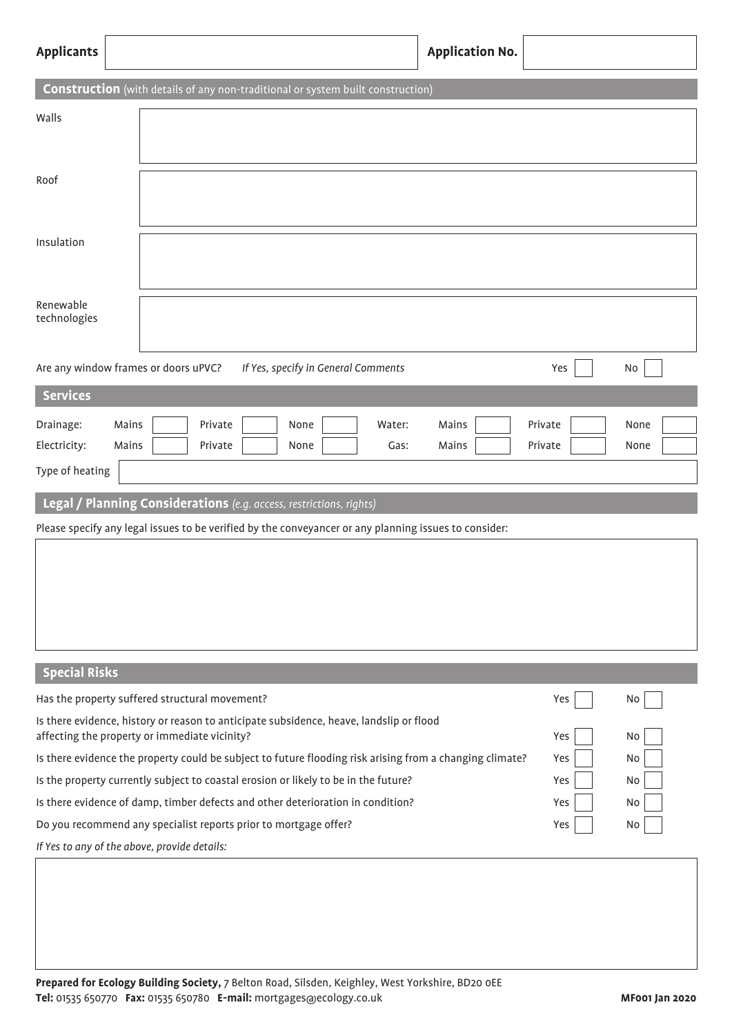| **Applicants** | | **Application No.** | |
|---|---|---|---|

## Construction (with details of any non-traditional or system built construction)

| | |
|---|---|
| Walls | |
| Roof | |
| Insulation | |
| Renewable technologies | |

Are any window frames or doors uPVC? *If Yes, specify in General Comments* Yes ☐ No ☐

## Services

| | | | | | | | | | | | | | |
|---|---|---|---|---|---|---|---|---|---|---|---|---|---|
| Drainage: | Mains | ☐ | Private | ☐ | None | ☐ | Water: | Mains | ☐ | Private | ☐ | None | ☐ |
| Electricity: | Mains | ☐ | Private | ☐ | None | ☐ | Gas: | Mains | ☐ | Private | ☐ | None | ☐ |

Type of heating

## Legal / Planning Considerations *(e.g. access, restrictions, rights)*

Please specify any legal issues to be verified by the conveyancer or any planning issues to consider:

## Special Risks

| | | |
|---|---|---|
| Has the property suffered structural movement? | Yes ☐ | No ☐ |
| Is there evidence, history or reason to anticipate subsidence, heave, landslip or flood affecting the property or immediate vicinity? | Yes ☐ | No ☐ |
| Is there evidence the property could be subject to future flooding risk arising from a changing climate? | Yes ☐ | No ☐ |
| Is the property currently subject to coastal erosion or likely to be in the future? | Yes ☐ | No ☐ |
| Is there evidence of damp, timber defects and other deterioration in condition? | Yes ☐ | No ☐ |
| Do you recommend any specialist reports prior to mortgage offer? | Yes ☐ | No ☐ |

*If Yes to any of the above, provide details:*

**Prepared for Ecology Building Society,** 7 Belton Road, Silsden, Keighley, West Yorkshire, BD20 0EE
**Tel:** 01535 650770 **Fax:** 01535 650780 **E-mail:** mortgages@ecology.co.uk **MF001 Jan 2020**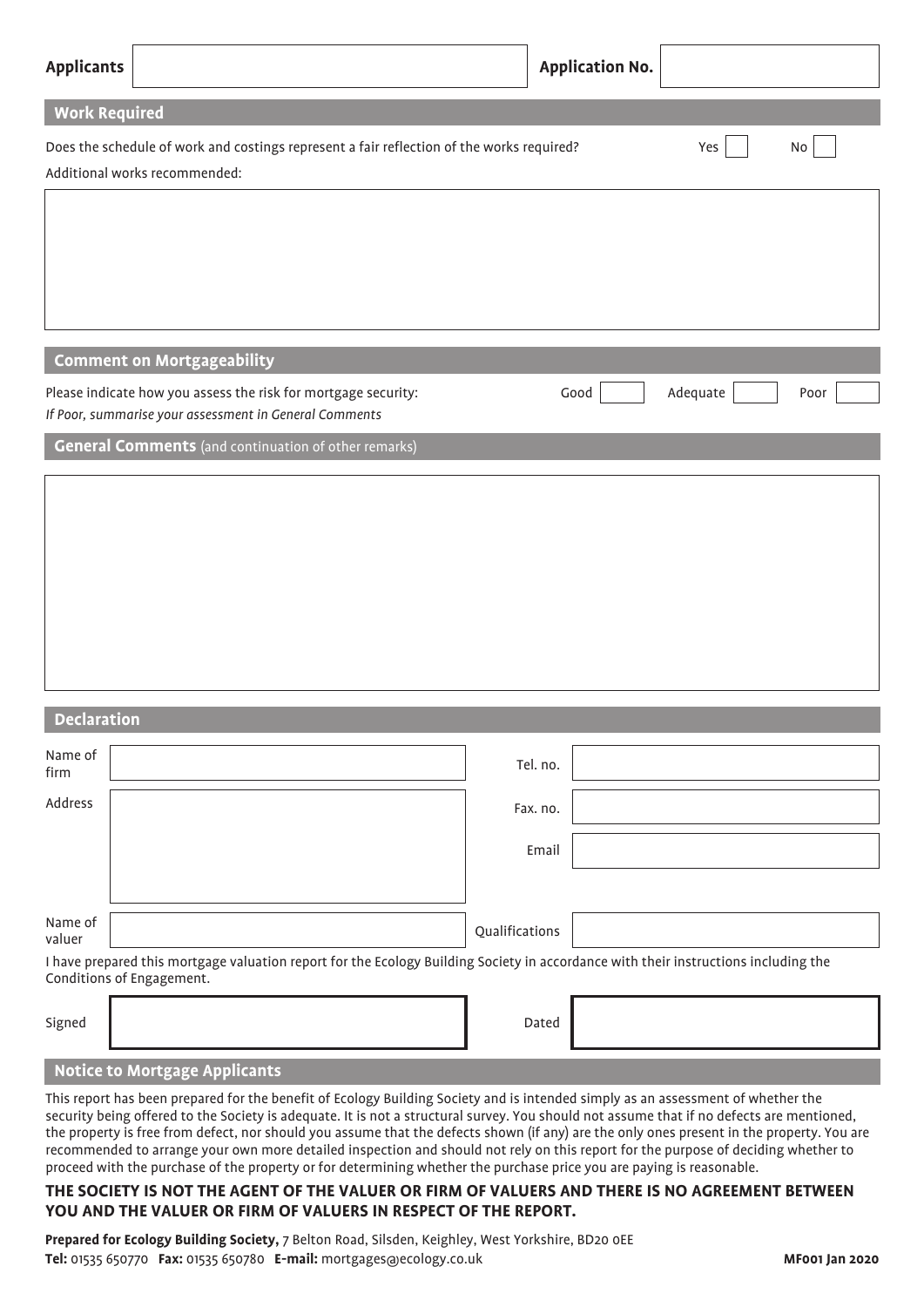**Applicants** | **Application No.**

## Work Required

Does the schedule of work and costings represent a fair reflection of the works required? Yes ☐ No ☐

Additional works recommended:

## Comment on Mortgageability

Please indicate how you assess the risk for mortgage security: Good ☐ Adequate ☐ Poor ☐

*If Poor, summarise your assessment in General Comments*

## General Comments (and continuation of other remarks)

## Declaration

| | | | |
|---|---|---|---|
| Name of firm | | Tel. no. | |
| Address | | Fax. no. | |
| | | Email | |
| Name of valuer | | Qualifications | |

I have prepared this mortgage valuation report for the Ecology Building Society in accordance with their instructions including the Conditions of Engagement.

| | | | |
|---|---|---|---|
| Signed | | Dated | |

## Notice to Mortgage Applicants

This report has been prepared for the benefit of Ecology Building Society and is intended simply as an assessment of whether the security being offered to the Society is adequate. It is not a structural survey. You should not assume that if no defects are mentioned, the property is free from defect, nor should you assume that the defects shown (if any) are the only ones present in the property. You are recommended to arrange your own more detailed inspection and should not rely on this report for the purpose of deciding whether to proceed with the purchase of the property or for determining whether the purchase price you are paying is reasonable.

**THE SOCIETY IS NOT THE AGENT OF THE VALUER OR FIRM OF VALUERS AND THERE IS NO AGREEMENT BETWEEN YOU AND THE VALUER OR FIRM OF VALUERS IN RESPECT OF THE REPORT.**

**Prepared for Ecology Building Society,** 7 Belton Road, Silsden, Keighley, West Yorkshire, BD20 0EE
**Tel:** 01535 650770 **Fax:** 01535 650780 **E-mail:** mortgages@ecology.co.uk

**MF001 Jan 2020**